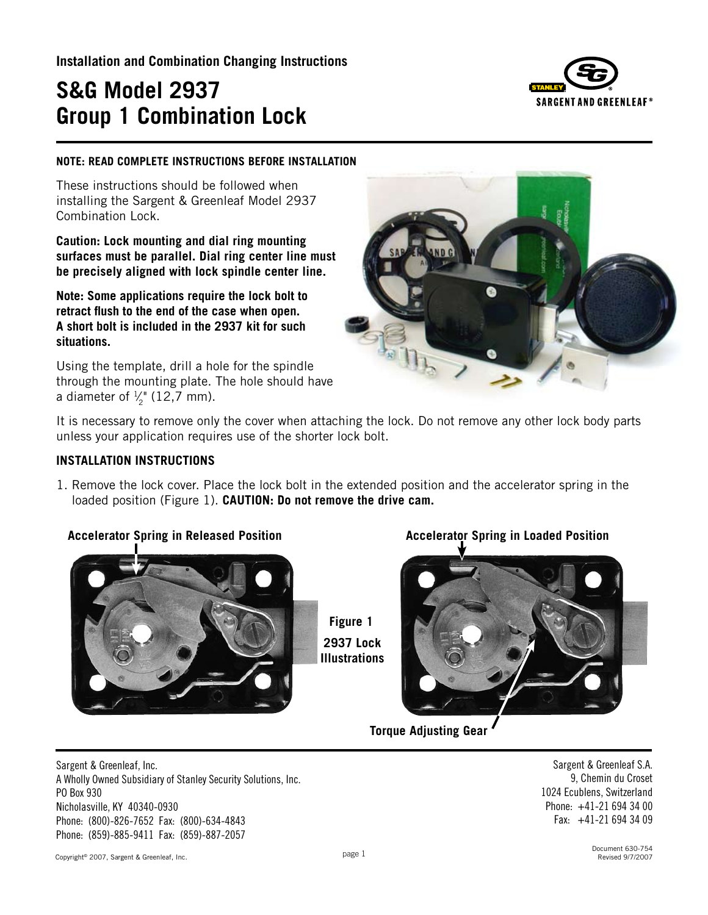**Installation and Combination Changing Instructions**

# S&G Model 2937 Group 1 Combination Lock

**NOTE: READ COMPLETE INSTRUCTIONS BEFORE INSTALLATION**

These instructions should be followed when installing the Sargent & Greenleaf Model 2937 Combination Lock.

**Caution: Lock mounting and dial ring mounting surfaces must be parallel. Dial ring center line must be precisely aligned with lock spindle center line.**

**Note: Some applications require the lock bolt to retract flush to the end of the case when open. A short bolt is included in the 2937 kit for such situations.**

Using the template, drill a hole for the spindle through the mounting plate. The hole should have a diameter of ½" (12,7 mm).

It is necessary to remove only the cover when attaching the lock. Do not remove any other lock body parts unless your application requires use of the shorter lock bolt.

## INSTALLATION INSTRUCTIONS

1. Remove the lock cover. Place the lock bolt in the extended position and the accelerator spring in the loaded position (Figure 1). **CAUTION: Do not remove the drive cam.**

**Accelerator Spring in Released Position**

**Accelerator Spring in Loaded Position**

**Torque Adjusting Gear**

**Figure 1**
**2937 Lock Illustrations**

Sargent & Greenleaf, Inc.
A Wholly Owned Subsidiary of Stanley Security Solutions, Inc.
PO Box 930
Nicholasville, KY 40340-0930
Phone: (800)-826-7652 Fax: (800)-634-4843
Phone: (859)-885-9411 Fax: (859)-887-2057

Sargent & Greenleaf S.A.
9, Chemin du Croset
1024 Ecublens, Switzerland
Phone: +41-21 694 34 00
Fax: +41-21 694 34 09

Copyright© 2007, Sargent & Greenleaf, Inc.

Document 630-754
Revised 9/7/2007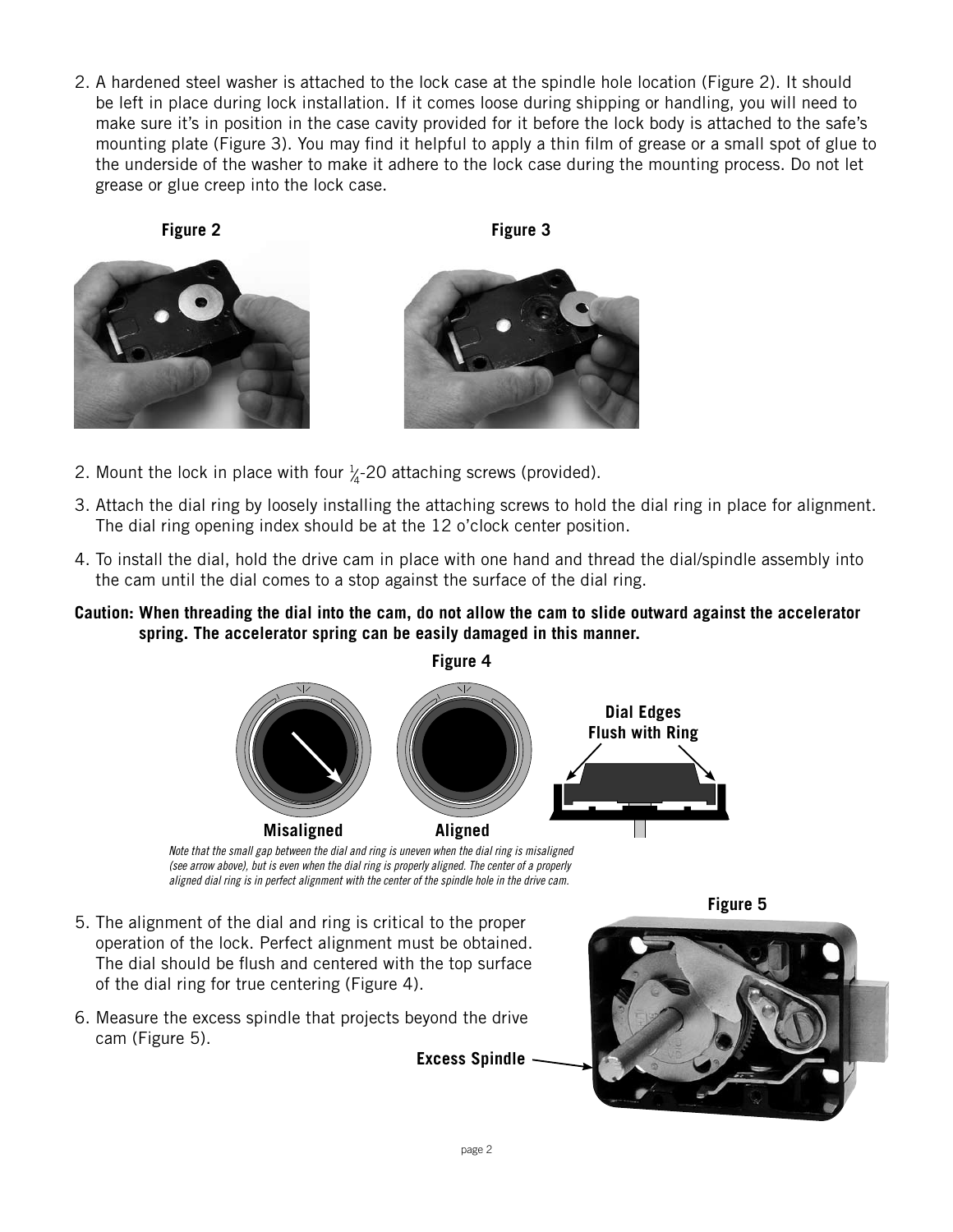2. A hardened steel washer is attached to the lock case at the spindle hole location (Figure 2). It should be left in place during lock installation. If it comes loose during shipping or handling, you will need to make sure it's in position in the case cavity provided for it before the lock body is attached to the safe's mounting plate (Figure 3). You may find it helpful to apply a thin film of grease or a small spot of glue to the underside of the washer to make it adhere to the lock case during the mounting process. Do not let grease or glue creep into the lock case.

**Figure 2**

**Figure 3**

2. Mount the lock in place with four ¼-20 attaching screws (provided).

3. Attach the dial ring by loosely installing the attaching screws to hold the dial ring in place for alignment. The dial ring opening index should be at the 12 o'clock center position.

4. To install the dial, hold the drive cam in place with one hand and thread the dial/spindle assembly into the cam until the dial comes to a stop against the surface of the dial ring.

**Caution: When threading the dial into the cam, do not allow the cam to slide outward against the accelerator spring. The accelerator spring can be easily damaged in this manner.**

**Figure 4**

**Misaligned** **Aligned** **Dial Edges Flush with Ring**

*Note that the small gap between the dial and ring is uneven when the dial ring is misaligned (see arrow above), but is even when the dial ring is properly aligned. The center of a properly aligned dial ring is in perfect alignment with the center of the spindle hole in the drive cam.*

5. The alignment of the dial and ring is critical to the proper operation of the lock. Perfect alignment must be obtained. The dial should be flush and centered with the top surface of the dial ring for true centering (Figure 4).

6. Measure the excess spindle that projects beyond the drive cam (Figure 5).

**Figure 5**

**Excess Spindle**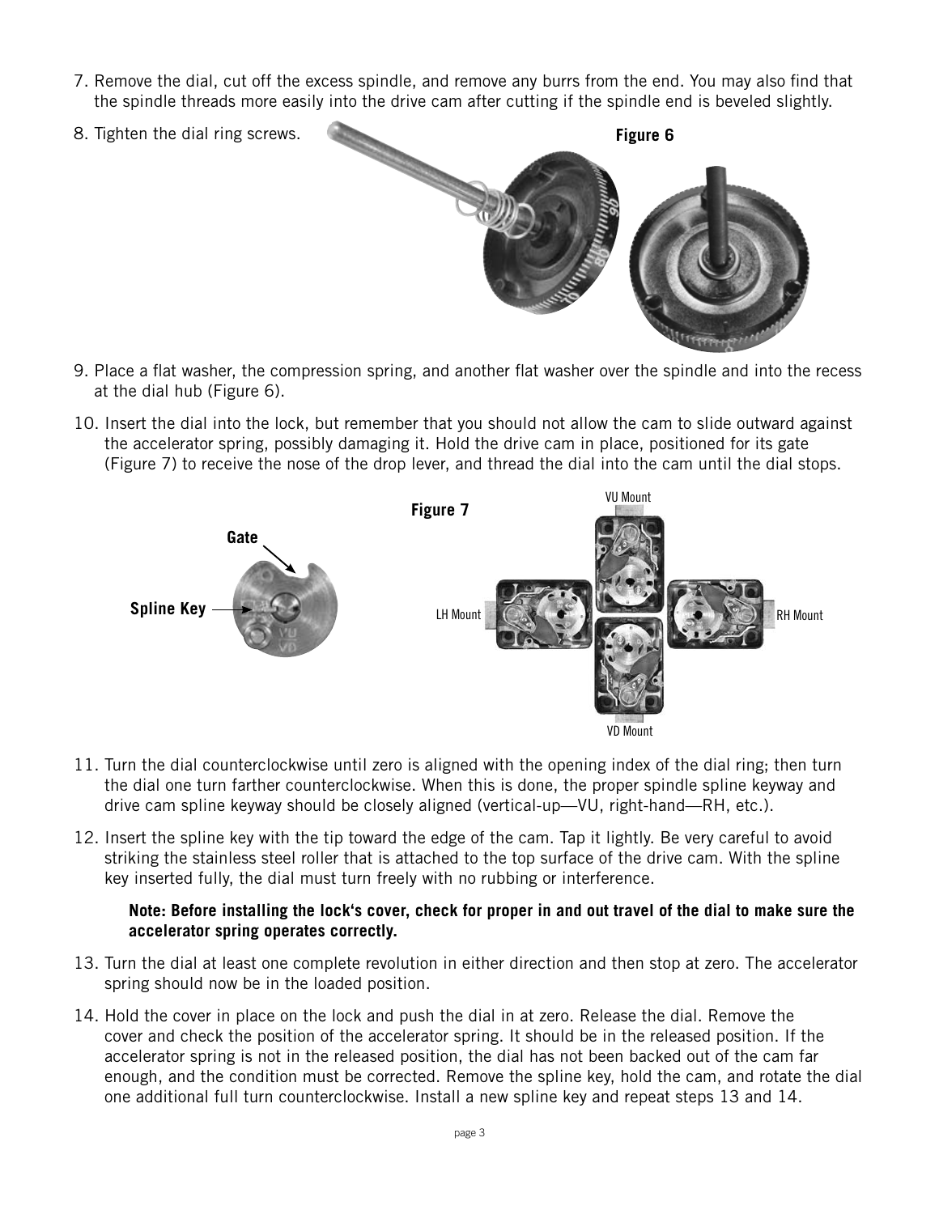7. Remove the dial, cut off the excess spindle, and remove any burrs from the end. You may also find that the spindle threads more easily into the drive cam after cutting if the spindle end is beveled slightly.

8. Tighten the dial ring screws.

**Figure 6**

9. Place a flat washer, the compression spring, and another flat washer over the spindle and into the recess at the dial hub (Figure 6).

10. Insert the dial into the lock, but remember that you should not allow the cam to slide outward against the accelerator spring, possibly damaging it. Hold the drive cam in place, positioned for its gate (Figure 7) to receive the nose of the drop lever, and thread the dial into the cam until the dial stops.

**Figure 7**

Gate

Spline Key

VU Mount

LH Mount

RH Mount

VD Mount

11. Turn the dial counterclockwise until zero is aligned with the opening index of the dial ring; then turn the dial one turn farther counterclockwise. When this is done, the proper spindle spline keyway and drive cam spline keyway should be closely aligned (vertical-up—VU, right-hand—RH, etc.).

12. Insert the spline key with the tip toward the edge of the cam. Tap it lightly. Be very careful to avoid striking the stainless steel roller that is attached to the top surface of the drive cam. With the spline key inserted fully, the dial must turn freely with no rubbing or interference.

    **Note: Before installing the lock's cover, check for proper in and out travel of the dial to make sure the accelerator spring operates correctly.**

13. Turn the dial at least one complete revolution in either direction and then stop at zero. The accelerator spring should now be in the loaded position.

14. Hold the cover in place on the lock and push the dial in at zero. Release the dial. Remove the cover and check the position of the accelerator spring. It should be in the released position. If the accelerator spring is not in the released position, the dial has not been backed out of the cam far enough, and the condition must be corrected. Remove the spline key, hold the cam, and rotate the dial one additional full turn counterclockwise. Install a new spline key and repeat steps 13 and 14.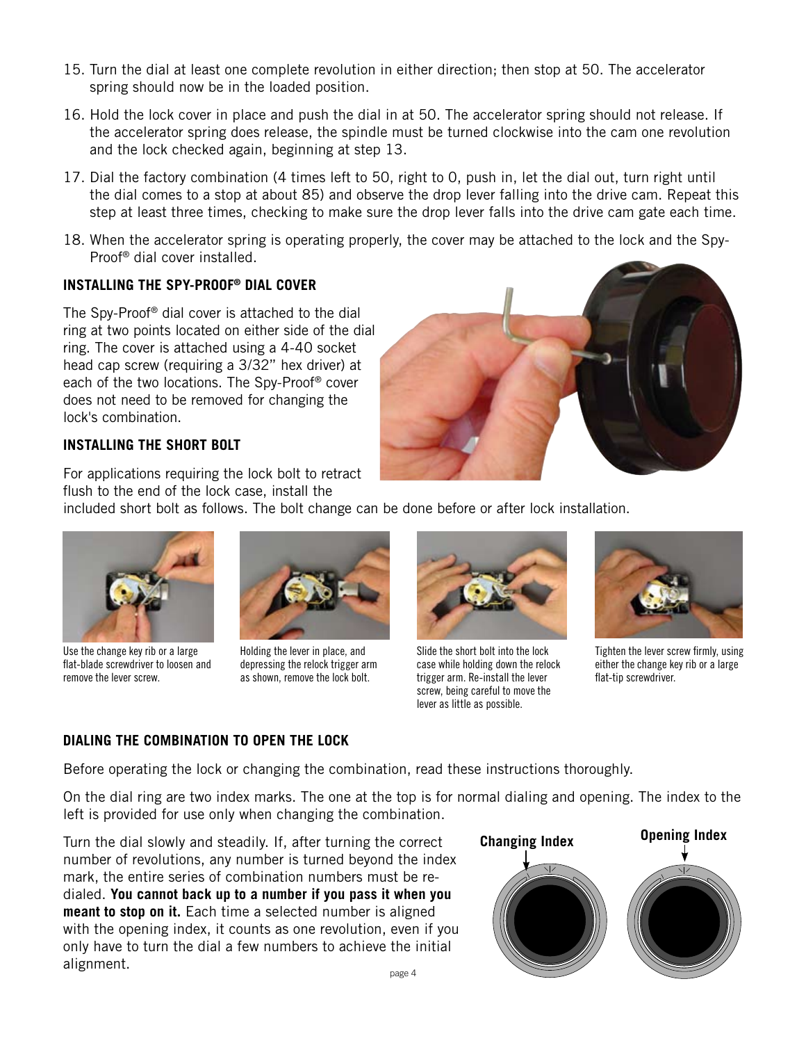15. Turn the dial at least one complete revolution in either direction; then stop at 50. The accelerator spring should now be in the loaded position.

16. Hold the lock cover in place and push the dial in at 50. The accelerator spring should not release. If the accelerator spring does release, the spindle must be turned clockwise into the cam one revolution and the lock checked again, beginning at step 13.

17. Dial the factory combination (4 times left to 50, right to 0, push in, let the dial out, turn right until the dial comes to a stop at about 85) and observe the drop lever falling into the drive cam. Repeat this step at least three times, checking to make sure the drop lever falls into the drive cam gate each time.

18. When the accelerator spring is operating properly, the cover may be attached to the lock and the Spy-Proof® dial cover installed.

## INSTALLING THE SPY-PROOF® DIAL COVER

The Spy-Proof® dial cover is attached to the dial ring at two points located on either side of the dial ring. The cover is attached using a 4-40 socket head cap screw (requiring a 3/32" hex driver) at each of the two locations. The Spy-Proof® cover does not need to be removed for changing the lock's combination.

## INSTALLING THE SHORT BOLT

For applications requiring the lock bolt to retract flush to the end of the lock case, install the included short bolt as follows. The bolt change can be done before or after lock installation.

Use the change key rib or a large flat-blade screwdriver to loosen and remove the lever screw.

Holding the lever in place, and depressing the relock trigger arm as shown, remove the lock bolt.

Slide the short bolt into the lock case while holding down the relock trigger arm. Re-install the lever screw, being careful to move the lever as little as possible.

Tighten the lever screw firmly, using either the change key rib or a large flat-tip screwdriver.

## DIALING THE COMBINATION TO OPEN THE LOCK

Before operating the lock or changing the combination, read these instructions thoroughly.

On the dial ring are two index marks. The one at the top is for normal dialing and opening. The index to the left is provided for use only when changing the combination.

Turn the dial slowly and steadily. If, after turning the correct number of revolutions, any number is turned beyond the index mark, the entire series of combination numbers must be re-dialed. **You cannot back up to a number if you pass it when you meant to stop on it.** Each time a selected number is aligned with the opening index, it counts as one revolution, even if you only have to turn the dial a few numbers to achieve the initial alignment.

Changing Index

Opening Index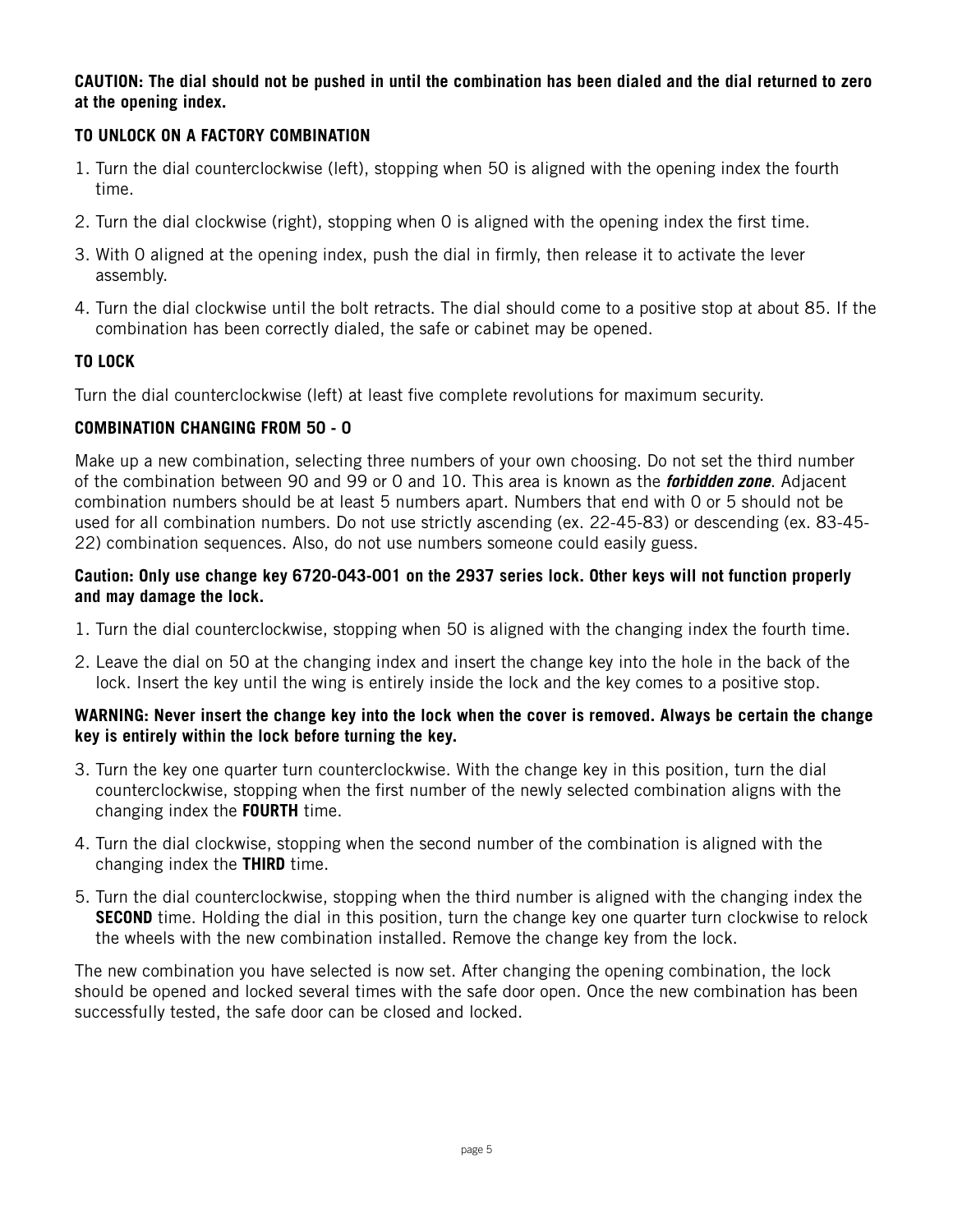**CAUTION: The dial should not be pushed in until the combination has been dialed and the dial returned to zero at the opening index.**

**TO UNLOCK ON A FACTORY COMBINATION**

1. Turn the dial counterclockwise (left), stopping when 50 is aligned with the opening index the fourth time.
2. Turn the dial clockwise (right), stopping when 0 is aligned with the opening index the first time.
3. With 0 aligned at the opening index, push the dial in firmly, then release it to activate the lever assembly.
4. Turn the dial clockwise until the bolt retracts. The dial should come to a positive stop at about 85. If the combination has been correctly dialed, the safe or cabinet may be opened.

**TO LOCK**

Turn the dial counterclockwise (left) at least five complete revolutions for maximum security.

**COMBINATION CHANGING FROM 50 - 0**

Make up a new combination, selecting three numbers of your own choosing. Do not set the third number of the combination between 90 and 99 or 0 and 10. This area is known as the ***forbidden zone***. Adjacent combination numbers should be at least 5 numbers apart. Numbers that end with 0 or 5 should not be used for all combination numbers. Do not use strictly ascending (ex. 22-45-83) or descending (ex. 83-45-22) combination sequences. Also, do not use numbers someone could easily guess.

**Caution: Only use change key 6720-043-001 on the 2937 series lock. Other keys will not function properly and may damage the lock.**

1. Turn the dial counterclockwise, stopping when 50 is aligned with the changing index the fourth time.
2. Leave the dial on 50 at the changing index and insert the change key into the hole in the back of the lock. Insert the key until the wing is entirely inside the lock and the key comes to a positive stop.

**WARNING: Never insert the change key into the lock when the cover is removed. Always be certain the change key is entirely within the lock before turning the key.**

3. Turn the key one quarter turn counterclockwise. With the change key in this position, turn the dial counterclockwise, stopping when the first number of the newly selected combination aligns with the changing index the **FOURTH** time.
4. Turn the dial clockwise, stopping when the second number of the combination is aligned with the changing index the **THIRD** time.
5. Turn the dial counterclockwise, stopping when the third number is aligned with the changing index the **SECOND** time. Holding the dial in this position, turn the change key one quarter turn clockwise to relock the wheels with the new combination installed. Remove the change key from the lock.

The new combination you have selected is now set. After changing the opening combination, the lock should be opened and locked several times with the safe door open. Once the new combination has been successfully tested, the safe door can be closed and locked.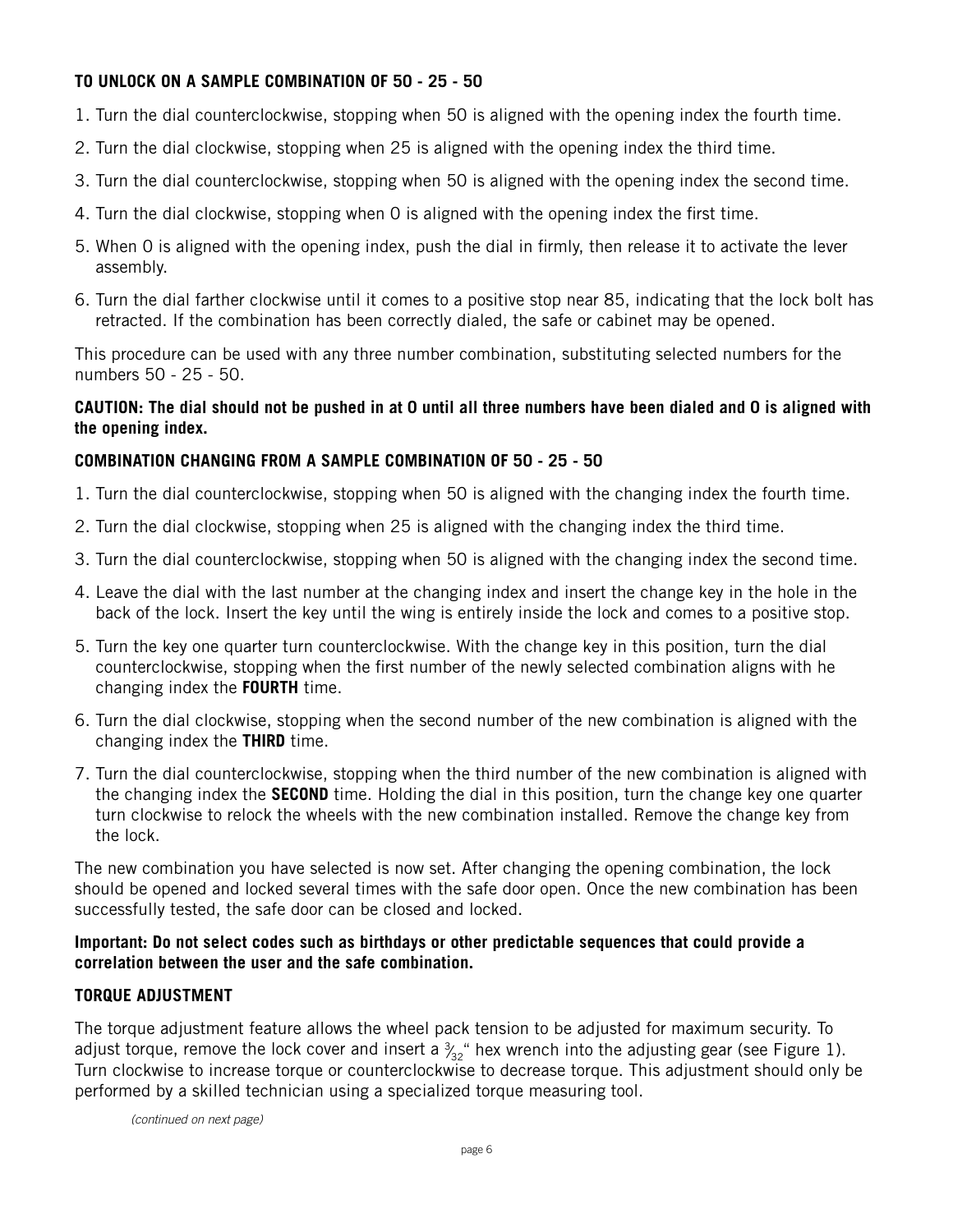### TO UNLOCK ON A SAMPLE COMBINATION OF 50 - 25 - 50

1. Turn the dial counterclockwise, stopping when 50 is aligned with the opening index the fourth time.
2. Turn the dial clockwise, stopping when 25 is aligned with the opening index the third time.
3. Turn the dial counterclockwise, stopping when 50 is aligned with the opening index the second time.
4. Turn the dial clockwise, stopping when 0 is aligned with the opening index the first time.
5. When 0 is aligned with the opening index, push the dial in firmly, then release it to activate the lever assembly.
6. Turn the dial farther clockwise until it comes to a positive stop near 85, indicating that the lock bolt has retracted. If the combination has been correctly dialed, the safe or cabinet may be opened.

This procedure can be used with any three number combination, substituting selected numbers for the numbers 50 - 25 - 50.

**CAUTION: The dial should not be pushed in at 0 until all three numbers have been dialed and 0 is aligned with the opening index.**

### COMBINATION CHANGING FROM A SAMPLE COMBINATION OF 50 - 25 - 50

1. Turn the dial counterclockwise, stopping when 50 is aligned with the changing index the fourth time.
2. Turn the dial clockwise, stopping when 25 is aligned with the changing index the third time.
3. Turn the dial counterclockwise, stopping when 50 is aligned with the changing index the second time.
4. Leave the dial with the last number at the changing index and insert the change key in the hole in the back of the lock. Insert the key until the wing is entirely inside the lock and comes to a positive stop.
5. Turn the key one quarter turn counterclockwise. With the change key in this position, turn the dial counterclockwise, stopping when the first number of the newly selected combination aligns with he changing index the **FOURTH** time.
6. Turn the dial clockwise, stopping when the second number of the new combination is aligned with the changing index the **THIRD** time.
7. Turn the dial counterclockwise, stopping when the third number of the new combination is aligned with the changing index the **SECOND** time. Holding the dial in this position, turn the change key one quarter turn clockwise to relock the wheels with the new combination installed. Remove the change key from the lock.

The new combination you have selected is now set. After changing the opening combination, the lock should be opened and locked several times with the safe door open. Once the new combination has been successfully tested, the safe door can be closed and locked.

**Important: Do not select codes such as birthdays or other predictable sequences that could provide a correlation between the user and the safe combination.**

### TORQUE ADJUSTMENT

The torque adjustment feature allows the wheel pack tension to be adjusted for maximum security. To adjust torque, remove the lock cover and insert a $\frac{3}{32}$" hex wrench into the adjusting gear (see Figure 1). Turn clockwise to increase torque or counterclockwise to decrease torque. This adjustment should only be performed by a skilled technician using a specialized torque measuring tool.

*(continued on next page)*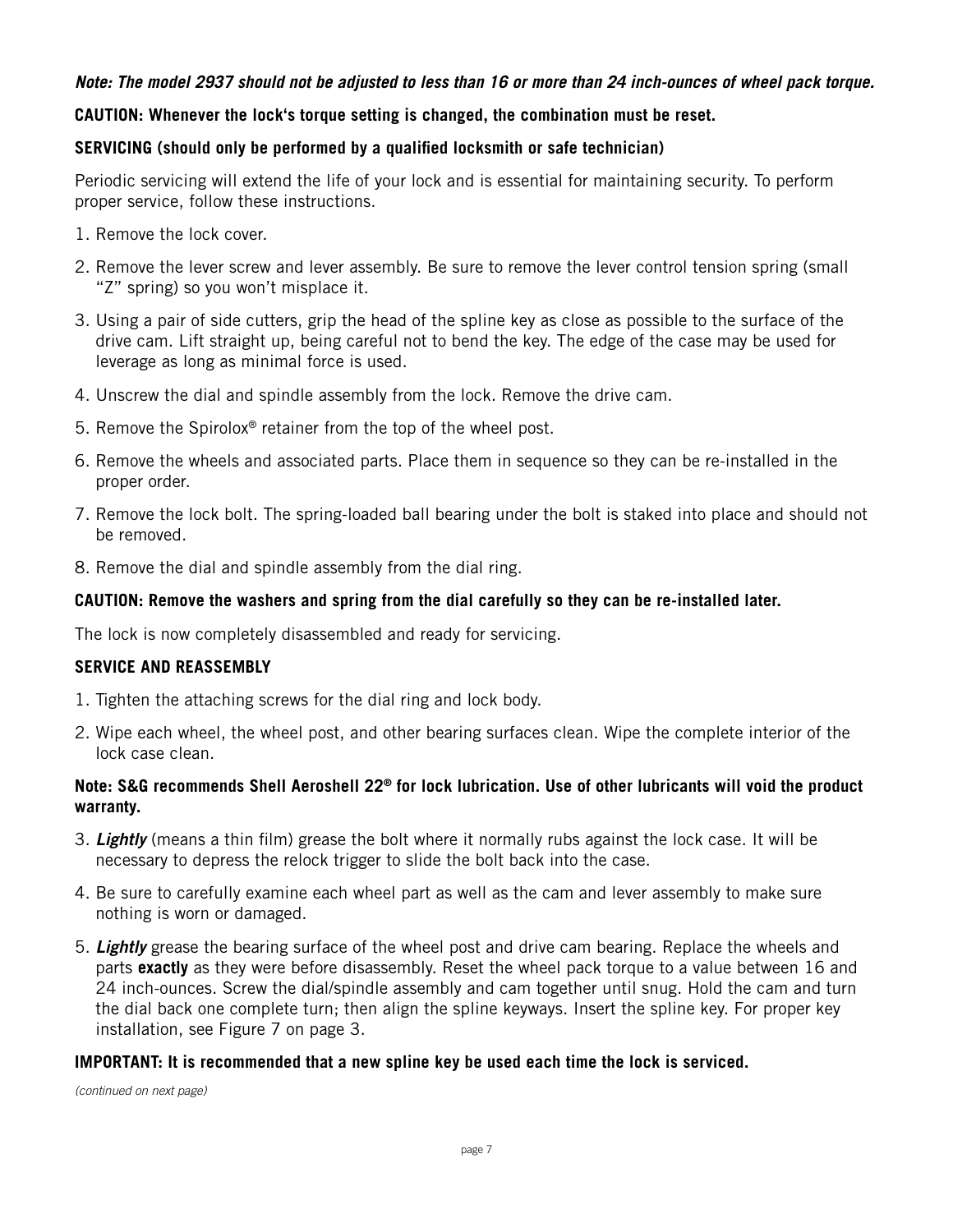***Note: The model 2937 should not be adjusted to less than 16 or more than 24 inch-ounces of wheel pack torque.***

**CAUTION: Whenever the lock's torque setting is changed, the combination must be reset.**

**SERVICING (should only be performed by a qualified locksmith or safe technician)**

Periodic servicing will extend the life of your lock and is essential for maintaining security. To perform proper service, follow these instructions.

1. Remove the lock cover.
2. Remove the lever screw and lever assembly. Be sure to remove the lever control tension spring (small "Z" spring) so you won't misplace it.
3. Using a pair of side cutters, grip the head of the spline key as close as possible to the surface of the drive cam. Lift straight up, being careful not to bend the key. The edge of the case may be used for leverage as long as minimal force is used.
4. Unscrew the dial and spindle assembly from the lock. Remove the drive cam.
5. Remove the Spirolox® retainer from the top of the wheel post.
6. Remove the wheels and associated parts. Place them in sequence so they can be re-installed in the proper order.
7. Remove the lock bolt. The spring-loaded ball bearing under the bolt is staked into place and should not be removed.
8. Remove the dial and spindle assembly from the dial ring.

**CAUTION: Remove the washers and spring from the dial carefully so they can be re-installed later.**

The lock is now completely disassembled and ready for servicing.

**SERVICE AND REASSEMBLY**

1. Tighten the attaching screws for the dial ring and lock body.
2. Wipe each wheel, the wheel post, and other bearing surfaces clean. Wipe the complete interior of the lock case clean.

**Note: S&G recommends Shell Aeroshell 22® for lock lubrication. Use of other lubricants will void the product warranty.**

3. ***Lightly*** (means a thin film) grease the bolt where it normally rubs against the lock case. It will be necessary to depress the relock trigger to slide the bolt back into the case.
4. Be sure to carefully examine each wheel part as well as the cam and lever assembly to make sure nothing is worn or damaged.
5. ***Lightly*** grease the bearing surface of the wheel post and drive cam bearing. Replace the wheels and parts **exactly** as they were before disassembly. Reset the wheel pack torque to a value between 16 and 24 inch-ounces. Screw the dial/spindle assembly and cam together until snug. Hold the cam and turn the dial back one complete turn; then align the spline keyways. Insert the spline key. For proper key installation, see Figure 7 on page 3.

**IMPORTANT: It is recommended that a new spline key be used each time the lock is serviced.**

*(continued on next page)*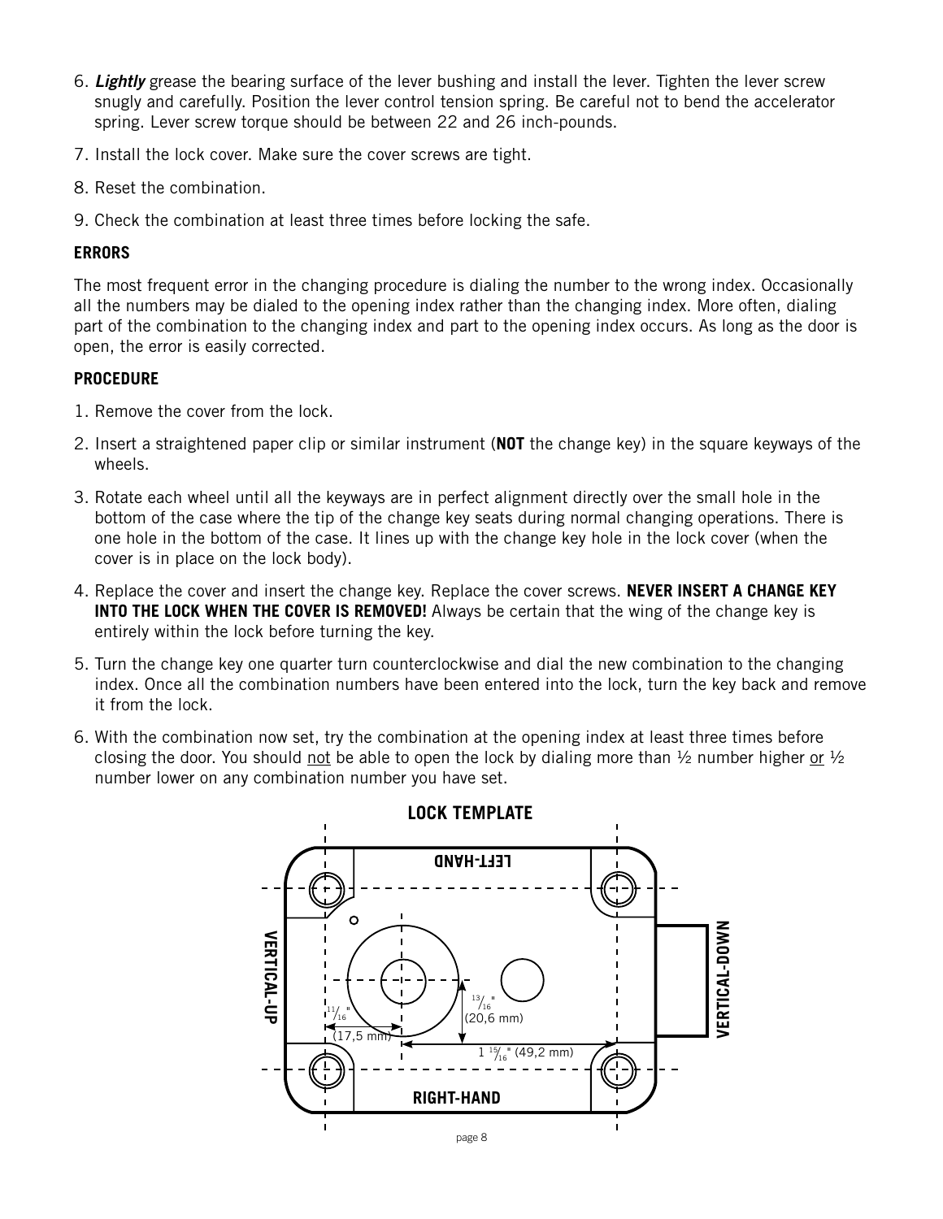6. ***Lightly*** grease the bearing surface of the lever bushing and install the lever. Tighten the lever screw snugly and carefully. Position the lever control tension spring. Be careful not to bend the accelerator spring. Lever screw torque should be between 22 and 26 inch-pounds.
7. Install the lock cover. Make sure the cover screws are tight.
8. Reset the combination.
9. Check the combination at least three times before locking the safe.

**ERRORS**

The most frequent error in the changing procedure is dialing the number to the wrong index. Occasionally all the numbers may be dialed to the opening index rather than the changing index. More often, dialing part of the combination to the changing index and part to the opening index occurs. As long as the door is open, the error is easily corrected.

**PROCEDURE**

1. Remove the cover from the lock.
2. Insert a straightened paper clip or similar instrument (**NOT** the change key) in the square keyways of the wheels.
3. Rotate each wheel until all the keyways are in perfect alignment directly over the small hole in the bottom of the case where the tip of the change key seats during normal changing operations. There is one hole in the bottom of the case. It lines up with the change key hole in the lock cover (when the cover is in place on the lock body).
4. Replace the cover and insert the change key. Replace the cover screws. **NEVER INSERT A CHANGE KEY INTO THE LOCK WHEN THE COVER IS REMOVED!** Always be certain that the wing of the change key is entirely within the lock before turning the key.
5. Turn the change key one quarter turn counterclockwise and dial the new combination to the changing index. Once all the combination numbers have been entered into the lock, turn the key back and remove it from the lock.
6. With the combination now set, try the combination at the opening index at least three times before closing the door. You should not be able to open the lock by dialing more than ½ number higher or ½ number lower on any combination number you have set.

**LOCK TEMPLATE**

LEFT-HAND

VERTICAL-UP

VERTICAL-DOWN

RIGHT-HAND

11/16" (17,5 mm)

13/16" (20,6 mm)

1 15/16" (49,2 mm)